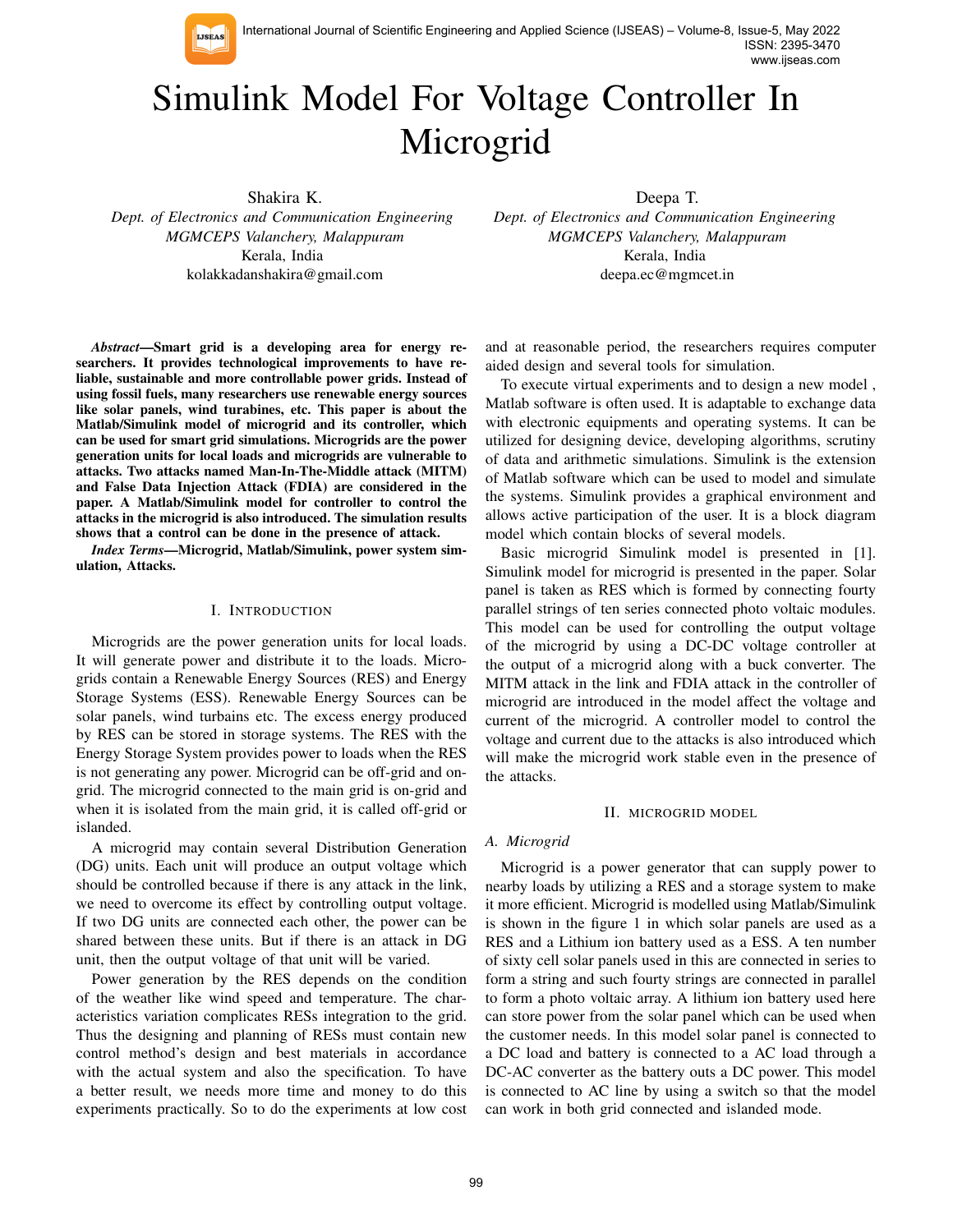# Simulink Model For Voltage Controller In Microgrid

Shakira K.
*Dept. of Electronics and Communication Engineering*
*MGMCEPS Valanchery, Malappuram*
Kerala, India
kolakkadanshakira@gmail.com

Deepa T.
*Dept. of Electronics and Communication Engineering*
*MGMCEPS Valanchery, Malappuram*
Kerala, India
deepa.ec@mgmcet.in

***Abstract*—Smart grid is a developing area for energy researchers. It provides technological improvements to have reliable, sustainable and more controllable power grids. Instead of using fossil fuels, many researchers use renewable energy sources like solar panels, wind turabines, etc. This paper is about the Matlab/Simulink model of microgrid and its controller, which can be used for smart grid simulations. Microgrids are the power generation units for local loads and microgrids are vulnerable to attacks. Two attacks named Man-In-The-Middle attack (MITM) and False Data Injection Attack (FDIA) are considered in the paper. A Matlab/Simulink model for controller to control the attacks in the microgrid is also introduced. The simulation results shows that a control can be done in the presence of attack.**

***Index Terms*—Microgrid, Matlab/Simulink, power system simulation, Attacks.**

## I. Introduction

Microgrids are the power generation units for local loads. It will generate power and distribute it to the loads. Microgrids contain a Renewable Energy Sources (RES) and Energy Storage Systems (ESS). Renewable Energy Sources can be solar panels, wind turbains etc. The excess energy produced by RES can be stored in storage systems. The RES with the Energy Storage System provides power to loads when the RES is not generating any power. Microgrid can be off-grid and on-grid. The microgrid connected to the main grid is on-grid and when it is isolated from the main grid, it is called off-grid or islanded.

A microgrid may contain several Distribution Generation (DG) units. Each unit will produce an output voltage which should be controlled because if there is any attack in the link, we need to overcome its effect by controlling output voltage. If two DG units are connected each other, the power can be shared between these units. But if there is an attack in DG unit, then the output voltage of that unit will be varied.

Power generation by the RES depends on the condition of the weather like wind speed and temperature. The characteristics variation complicates RESs integration to the grid. Thus the designing and planning of RESs must contain new control method's design and best materials in accordance with the actual system and also the specification. To have a better result, we needs more time and money to do this experiments practically. So to do the experiments at low cost and at reasonable period, the researchers requires computer aided design and several tools for simulation.

To execute virtual experiments and to design a new model , Matlab software is often used. It is adaptable to exchange data with electronic equipments and operating systems. It can be utilized for designing device, developing algorithms, scrutiny of data and arithmetic simulations. Simulink is the extension of Matlab software which can be used to model and simulate the systems. Simulink provides a graphical environment and allows active participation of the user. It is a block diagram model which contain blocks of several models.

Basic microgrid Simulink model is presented in [1]. Simulink model for microgrid is presented in the paper. Solar panel is taken as RES which is formed by connecting fourty parallel strings of ten series connected photo voltaic modules. This model can be used for controlling the output voltage of the microgrid by using a DC-DC voltage controller at the output of a microgrid along with a buck converter. The MITM attack in the link and FDIA attack in the controller of microgrid are introduced in the model affect the voltage and current of the microgrid. A controller model to control the voltage and current due to the attacks is also introduced which will make the microgrid work stable even in the presence of the attacks.

## II. Microgrid Model

### *A. Microgrid*

Microgrid is a power generator that can supply power to nearby loads by utilizing a RES and a storage system to make it more efficient. Microgrid is modelled using Matlab/Simulink is shown in the figure 1 in which solar panels are used as a RES and a Lithium ion battery used as a ESS. A ten number of sixty cell solar panels used in this are connected in series to form a string and such fourty strings are connected in parallel to form a photo voltaic array. A lithium ion battery used here can store power from the solar panel which can be used when the customer needs. In this model solar panel is connected to a DC load and battery is connected to a AC load through a DC-AC converter as the battery outs a DC power. This model is connected to AC line by using a switch so that the model can work in both grid connected and islanded mode.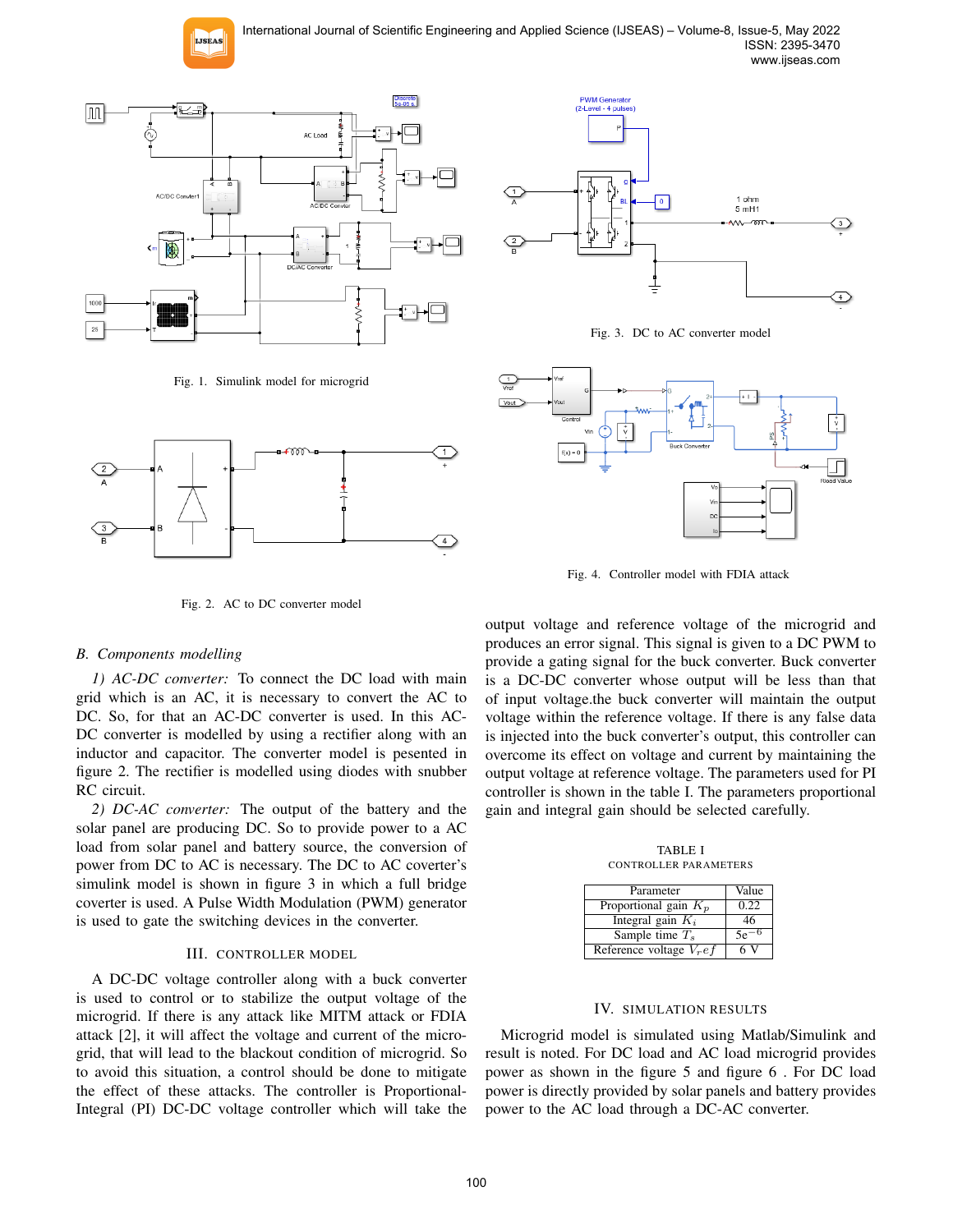Fig. 1. Simulink model for microgrid

Fig. 2. AC to DC converter model

Fig. 3. DC to AC converter model

Fig. 4. Controller model with FDIA attack

### B. Components modelling

*1) AC-DC converter:* To connect the DC load with main grid which is an AC, it is necessary to convert the AC to DC. So, for that an AC-DC converter is used. In this AC-DC converter is modelled by using a rectifier along with an inductor and capacitor. The converter model is pesented in figure 2. The rectifier is modelled using diodes with snubber RC circuit.

*2) DC-AC converter:* The output of the battery and the solar panel are producing DC. So to provide power to a AC load from solar panel and battery source, the conversion of power from DC to AC is necessary. The DC to AC coverter's simulink model is shown in figure 3 in which a full bridge coverter is used. A Pulse Width Modulation (PWM) generator is used to gate the switching devices in the converter.

## III. Controller Model

A DC-DC voltage controller along with a buck converter is used to control or to stabilize the output voltage of the microgrid. If there is any attack like MITM attack or FDIA attack [2], it will affect the voltage and current of the micro-grid, that will lead to the blackout condition of microgrid. So to avoid this situation, a control should be done to mitigate the effect of these attacks. The controller is Proportional-Integral (PI) DC-DC voltage controller which will take the output voltage and reference voltage of the microgrid and produces an error signal. This signal is given to a DC PWM to provide a gating signal for the buck converter. Buck converter is a DC-DC converter whose output will be less than that of input voltage.the buck converter will maintain the output voltage within the reference voltage. If there is any false data is injected into the buck converter's output, this controller can overcome its effect on voltage and current by maintaining the output voltage at reference voltage. The parameters used for PI controller is shown in the table I. The parameters proportional gain and integral gain should be selected carefully.

TABLE I
CONTROLLER PARAMETERS

| Parameter | Value |
|---|---|
| Proportional gain $K_p$ | 0.22 |
| Integral gain $K_i$ | 46 |
| Sample time $T_s$ | $5e^{-6}$ |
| Reference voltage $V_ref$ | 6 V |

## IV. Simulation Results

Microgrid model is simulated using Matlab/Simulink and result is noted. For DC load and AC load microgrid provides power as shown in the figure 5 and figure 6 . For DC load power is directly provided by solar panels and battery provides power to the AC load through a DC-AC converter.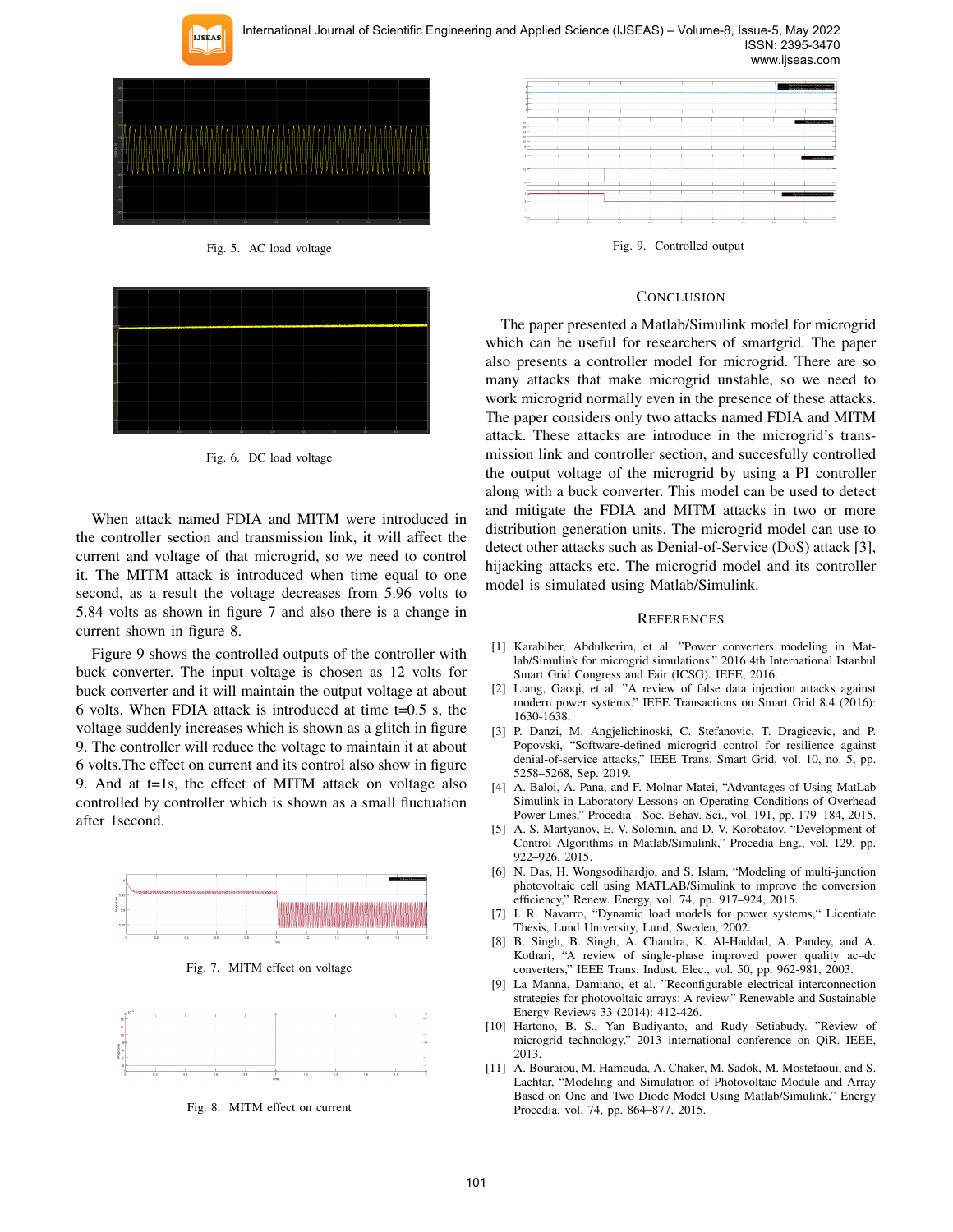Fig. 5. AC load voltage

Fig. 6. DC load voltage

When attack named FDIA and MITM were introduced in the controller section and transmission link, it will affect the current and voltage of that microgrid, so we need to control it. The MITM attack is introduced when time equal to one second, as a result the voltage decreases from 5.96 volts to 5.84 volts as shown in figure 7 and also there is a change in current shown in figure 8.

Figure 9 shows the controlled outputs of the controller with buck converter. The input voltage is chosen as 12 volts for buck converter and it will maintain the output voltage at about 6 volts. When FDIA attack is introduced at time t=0.5 s, the voltage suddenly increases which is shown as a glitch in figure 9. The controller will reduce the voltage to maintain it at about 6 volts.The effect on current and its control also show in figure 9. And at t=1s, the effect of MITM attack on voltage also controlled by controller which is shown as a small fluctuation after 1second.

Fig. 7. MITM effect on voltage

Fig. 8. MITM effect on current

Fig. 9. Controlled output

## CONCLUSION

The paper presented a Matlab/Simulink model for microgrid which can be useful for researchers of smartgrid. The paper also presents a controller model for microgrid. There are so many attacks that make microgrid unstable, so we need to work microgrid normally even in the presence of these attacks. The paper considers only two attacks named FDIA and MITM attack. These attacks are introduce in the microgrid's transmission link and controller section, and succesfully controlled the output voltage of the microgrid by using a PI controller along with a buck converter. This model can be used to detect and mitigate the FDIA and MITM attacks in two or more distribution generation units. The microgrid model can use to detect other attacks such as Denial-of-Service (DoS) attack [3], hijacking attacks etc. The microgrid model and its controller model is simulated using Matlab/Simulink.

## REFERENCES

[1] Karabiber, Abdulkerim, et al. "Power converters modeling in Matlab/Simulink for microgrid simulations." 2016 4th International Istanbul Smart Grid Congress and Fair (ICSG). IEEE, 2016.

[2] Liang, Gaoqi, et al. "A review of false data injection attacks against modern power systems." IEEE Transactions on Smart Grid 8.4 (2016): 1630-1638.

[3] P. Danzi, M. Angjelichinoski, C. Stefanovic, T. Dragicevic, and P. Popovski, "Software-defined microgrid control for resilience against denial-of-service attacks," IEEE Trans. Smart Grid, vol. 10, no. 5, pp. 5258–5268, Sep. 2019.

[4] A. Baloi, A. Pana, and F. Molnar-Matei, "Advantages of Using MatLab Simulink in Laboratory Lessons on Operating Conditions of Overhead Power Lines," Procedia - Soc. Behav. Sci., vol. 191, pp. 179–184, 2015.

[5] A. S. Martyanov, E. V. Solomin, and D. V. Korobatov, "Development of Control Algorithms in Matlab/Simulink," Procedia Eng., vol. 129, pp. 922–926, 2015.

[6] N. Das, H. Wongsodihardjo, and S. Islam, "Modeling of multi-junction photovoltaic cell using MATLAB/Simulink to improve the conversion efficiency," Renew. Energy, vol. 74, pp. 917–924, 2015.

[7] I. R. Navarro, "Dynamic load models for power systems," Licentiate Thesis, Lund University, Lund, Sweden, 2002.

[8] B. Singh, B. Singh, A. Chandra, K. Al-Haddad, A. Pandey, and A. Kothari, "A review of single-phase improved power quality ac–dc converters," IEEE Trans. Indust. Elec., vol. 50, pp. 962-981, 2003.

[9] La Manna, Damiano, et al. "Reconfigurable electrical interconnection strategies for photovoltaic arrays: A review." Renewable and Sustainable Energy Reviews 33 (2014): 412-426.

[10] Hartono, B. S., Yan Budiyanto, and Rudy Setiabudy. "Review of microgrid technology." 2013 international conference on QiR. IEEE, 2013.

[11] A. Bouraiou, M. Hamouda, A. Chaker, M. Sadok, M. Mostefaoui, and S. Lachtar, "Modeling and Simulation of Photovoltaic Module and Array Based on One and Two Diode Model Using Matlab/Simulink," Energy Procedia, vol. 74, pp. 864–877, 2015.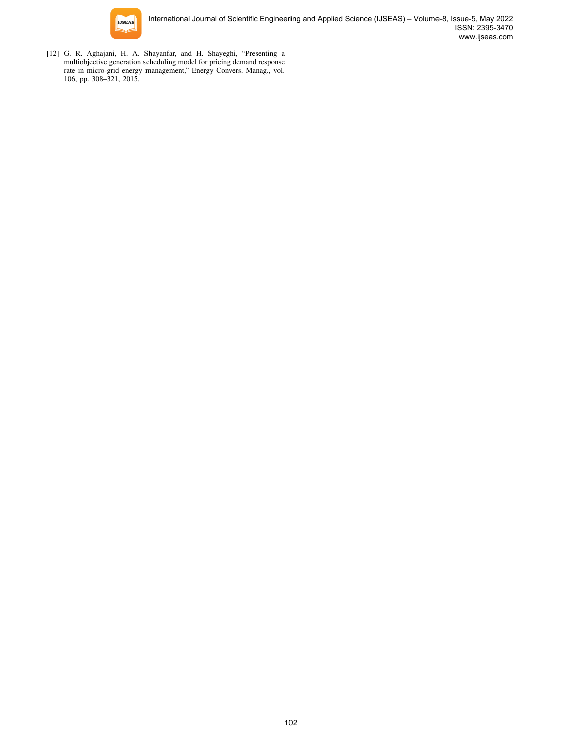[12] G. R. Aghajani, H. A. Shayanfar, and H. Shayeghi, "Presenting a multiobjective generation scheduling model for pricing demand response rate in micro-grid energy management," Energy Convers. Manag., vol. 106, pp. 308–321, 2015.